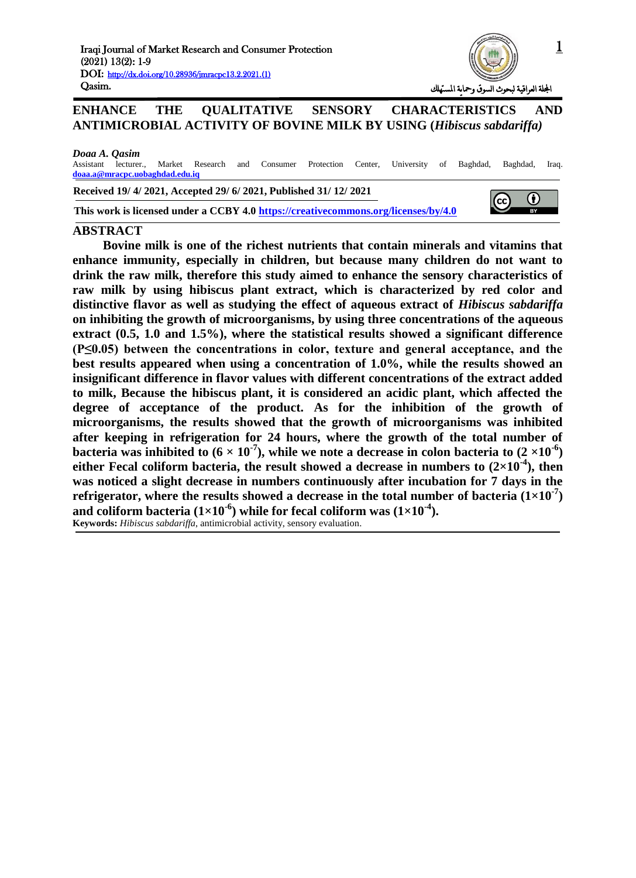# ENHANCE THE QUALITATIVE SENSORY CHARACTERISTICS AND ANTIMICROBIAL ACTIVITY OF BOVINE MILK BY USING (*Hibiscus sabdariffa)*

***Doaa A. Qasim***

Assistant lecturer., Market Research and Consumer Protection Center, University of Baghdad, Baghdad, Iraq.
**doaa.a@mracpc.uobaghdad.edu.iq**

**Received 19/ 4/ 2021, Accepted 29/ 6/ 2021, Published 31/ 12/ 2021**

**This work is licensed under a CCBY 4.0 https://creativecommons.org/licenses/by/4.0**

## ABSTRACT

**Bovine milk is one of the richest nutrients that contain minerals and vitamins that enhance immunity, especially in children, but because many children do not want to drink the raw milk, therefore this study aimed to enhance the sensory characteristics of raw milk by using hibiscus plant extract, which is characterized by red color and distinctive flavor as well as studying the effect of aqueous extract of *Hibiscus sabdariffa* on inhibiting the growth of microorganisms, by using three concentrations of the aqueous extract (0.5, 1.0 and 1.5%), where the statistical results showed a significant difference ($P \leq 0.05$) between the concentrations in color, texture and general acceptance, and the best results appeared when using a concentration of 1.0%, while the results showed an insignificant difference in flavor values with different concentrations of the extract added to milk, Because the hibiscus plant, it is considered an acidic plant, which affected the degree of acceptance of the product. As for the inhibition of the growth of microorganisms, the results showed that the growth of microorganisms was inhibited after keeping in refrigeration for 24 hours, where the growth of the total number of bacteria was inhibited to ($6 \times 10^{-7}$), while we note a decrease in colon bacteria to ($2 \times 10^{-6}$) either Fecal coliform bacteria, the result showed a decrease in numbers to ($2 \times 10^{-4}$), then was noticed a slight decrease in numbers continuously after incubation for 7 days in the refrigerator, where the results showed a decrease in the total number of bacteria ($1 \times 10^{-7}$) and coliform bacteria ($1 \times 10^{-6}$) while for fecal coliform was ($1 \times 10^{-4}$).**

**Keywords:** *Hibiscus sabdariffa*, antimicrobial activity, sensory evaluation.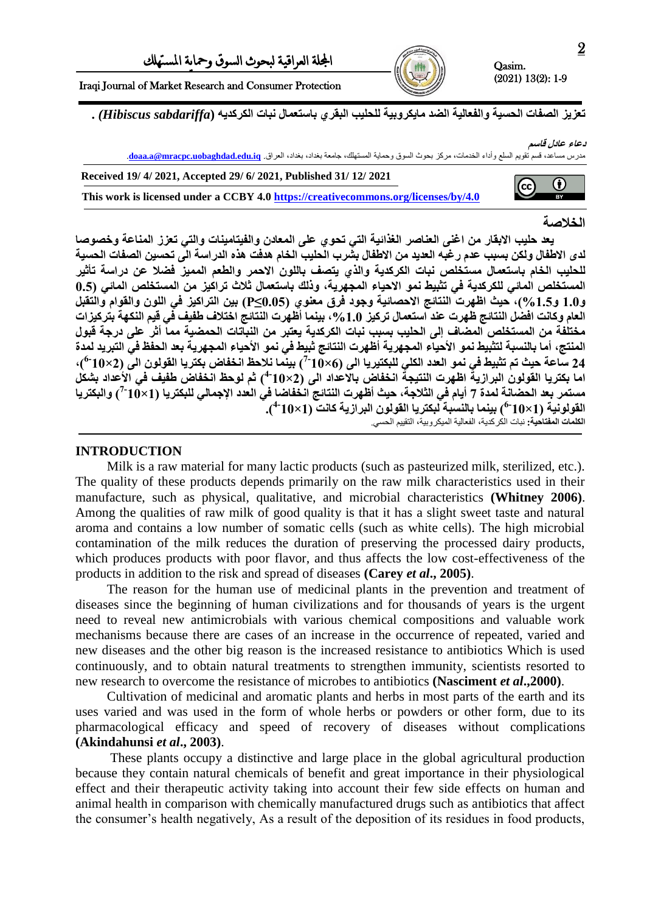**تعزيز الصفات الحسية والفعالية الضد مايكروبية للحليب البقري باستعمال نبات الكركديه (*Hibiscus sabdariffa*) .**

**دعاء عادل قاسم**

مدرس مساعد، قسم تقويم السلع وأداء الخدمات، مركز بحوث السوق وحماية المستهلك، جامعة بغداد، بغداد، العراق. **doaa.a@mracpc.uobaghdad.edu.iq**.

**Received 19/ 4/ 2021, Accepted 29/ 6/ 2021, Published 31/ 12/ 2021**

**This work is licensed under a CCBY 4.0 https://creativecommons.org/licenses/by/4.0**

## الخلاصة

**يعد حليب الابقار من اغنى العناصر الغذائية التي تحوي على المعادن والفيتامينات والتي تعزز المناعة وخصوصا لدى الاطفال ولكن بسبب عدم رغبه العديد من الاطفال بشرب الحليب الخام هدفت هذه الدراسة الى تحسين الصفات الحسية للحليب الخام باستعمال مستخلص نبات الكركدية والذي يتصف باللون الاحمر والطعم المميز فضلا عن دراسة تأثير المستخلص المائي للكركدية في تثبيط نمو الاحياء المجهرية، وذلك باستعمال ثلاث تراكيز من المستخلص المائي (0.5 و1.0 و1.5%)، حيث اظهرت النتائج الاحصائية وجود فرق معنوي ($P\leq0.05$) بين التراكيز في اللون والقوام والتقبل العام وكانت افضل النتائج ظهرت عند استعمال تركيز 1.0%، بينما أظهرت النتائج اختلاف طفيف في قيم النكهة بتركيزات مختلفة من المستخلص المضاف إلى الحليب بسبب نبات الكركدية يعتبر من النباتات الحمضية مما أثر على درجة قبول المنتج، أما بالنسبة لتثبيط نمو الأحياء المجهرية أظهرت النتائج ثبيط في نمو الأحياء المجهرية بعد الحفظ في التبريد لمدة 24 ساعة حيث تم تثبيط في نمو العدد الكلي للبكتيريا الى ($6\times10^{-7}$) بينما نلاحظ انخفاض بكتريا القولون الى ($2\times10^{-6}$)، اما بكتريا القولون البرازية اظهرت النتيجة انخفاض بالاعداد الى ($2\times10^{-4}$) ثم لوحظ انخفاض طفيف في الأعداد بشكل مستمر بعد الحضانة لمدة 7 أيام في الثلاجة، حيث أظهرت النتائج انخفاضا في العدد الإجمالي للبكتريا ($1\times10^{-7}$) والبكتريا القولونية ($1\times10^{-6}$) بينما بالنسبة لبكتريا القولون البرازية كانت ($1\times10^{-4}$).**

**الكلمات المفتاحية:** نبات الكركدية، الفعالية الميكروبية، التقييم الحسي.

## INTRODUCTION

Milk is a raw material for many lactic products (such as pasteurized milk, sterilized, etc.). The quality of these products depends primarily on the raw milk characteristics used in their manufacture, such as physical, qualitative, and microbial characteristics **(Whitney 2006)**. Among the qualities of raw milk of good quality is that it has a slight sweet taste and natural aroma and contains a low number of somatic cells (such as white cells). The high microbial contamination of the milk reduces the duration of preserving the processed dairy products, which produces products with poor flavor, and thus affects the low cost-effectiveness of the products in addition to the risk and spread of diseases **(Carey *et al*., 2005)**.

The reason for the human use of medicinal plants in the prevention and treatment of diseases since the beginning of human civilizations and for thousands of years is the urgent need to reveal new antimicrobials with various chemical compositions and valuable work mechanisms because there are cases of an increase in the occurrence of repeated, varied and new diseases and the other big reason is the increased resistance to antibiotics Which is used continuously, and to obtain natural treatments to strengthen immunity, scientists resorted to new research to overcome the resistance of microbes to antibiotics **(Nasciment *et al*.,2000)**.

Cultivation of medicinal and aromatic plants and herbs in most parts of the earth and its uses varied and was used in the form of whole herbs or powders or other form, due to its pharmacological efficacy and speed of recovery of diseases without complications **(Akindahunsi *et al*., 2003)**.

These plants occupy a distinctive and large place in the global agricultural production because they contain natural chemicals of benefit and great importance in their physiological effect and their therapeutic activity taking into account their few side effects on human and animal health in comparison with chemically manufactured drugs such as antibiotics that affect the consumer's health negatively, As a result of the deposition of its residues in food products,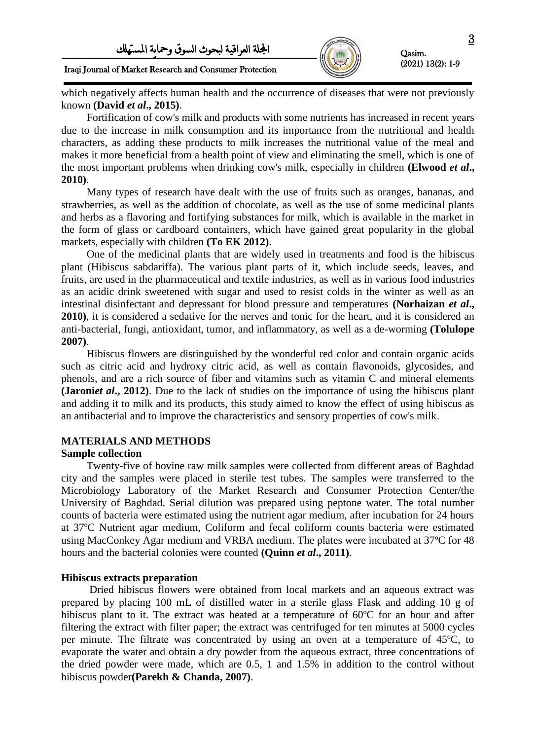which negatively affects human health and the occurrence of diseases that were not previously known **(David *et al*., 2015)**.

Fortification of cow's milk and products with some nutrients has increased in recent years due to the increase in milk consumption and its importance from the nutritional and health characters, as adding these products to milk increases the nutritional value of the meal and makes it more beneficial from a health point of view and eliminating the smell, which is one of the most important problems when drinking cow's milk, especially in children **(Elwood *et al*., 2010)**.

Many types of research have dealt with the use of fruits such as oranges, bananas, and strawberries, as well as the addition of chocolate, as well as the use of some medicinal plants and herbs as a flavoring and fortifying substances for milk, which is available in the market in the form of glass or cardboard containers, which have gained great popularity in the global markets, especially with children **(To EK 2012)**.

One of the medicinal plants that are widely used in treatments and food is the hibiscus plant (Hibiscus sabdariffa). The various plant parts of it, which include seeds, leaves, and fruits, are used in the pharmaceutical and textile industries, as well as in various food industries as an acidic drink sweetened with sugar and used to resist colds in the winter as well as an intestinal disinfectant and depressant for blood pressure and temperatures **(Norhaizan *et al*., 2010)**, it is considered a sedative for the nerves and tonic for the heart, and it is considered an anti-bacterial, fungi, antioxidant, tumor, and inflammatory, as well as a de-worming **(Tolulope 2007)**.

Hibiscus flowers are distinguished by the wonderful red color and contain organic acids such as citric acid and hydroxy citric acid, as well as contain flavonoids, glycosides, and phenols, and are a rich source of fiber and vitamins such as vitamin C and mineral elements **(Jaroni*et al*., 2012)**. Due to the lack of studies on the importance of using the hibiscus plant and adding it to milk and its products, this study aimed to know the effect of using hibiscus as an antibacterial and to improve the characteristics and sensory properties of cow's milk.

## MATERIALS AND METHODS

### Sample collection

Twenty-five of bovine raw milk samples were collected from different areas of Baghdad city and the samples were placed in sterile test tubes. The samples were transferred to the Microbiology Laboratory of the Market Research and Consumer Protection Center/the University of Baghdad. Serial dilution was prepared using peptone water. The total number counts of bacteria were estimated using the nutrient agar medium, after incubation for 24 hours at 37ºC Nutrient agar medium, Coliform and fecal coliform counts bacteria were estimated using MacConkey Agar medium and VRBA medium. The plates were incubated at 37ºC for 48 hours and the bacterial colonies were counted **(Quinn *et al*., 2011)**.

### Hibiscus extracts preparation

Dried hibiscus flowers were obtained from local markets and an aqueous extract was prepared by placing 100 mL of distilled water in a sterile glass Flask and adding 10 g of hibiscus plant to it. The extract was heated at a temperature of 60ºC for an hour and after filtering the extract with filter paper; the extract was centrifuged for ten minutes at 5000 cycles per minute. The filtrate was concentrated by using an oven at a temperature of 45ºC, to evaporate the water and obtain a dry powder from the aqueous extract, three concentrations of the dried powder were made, which are 0.5, 1 and 1.5% in addition to the control without hibiscus powder**(Parekh & Chanda, 2007)**.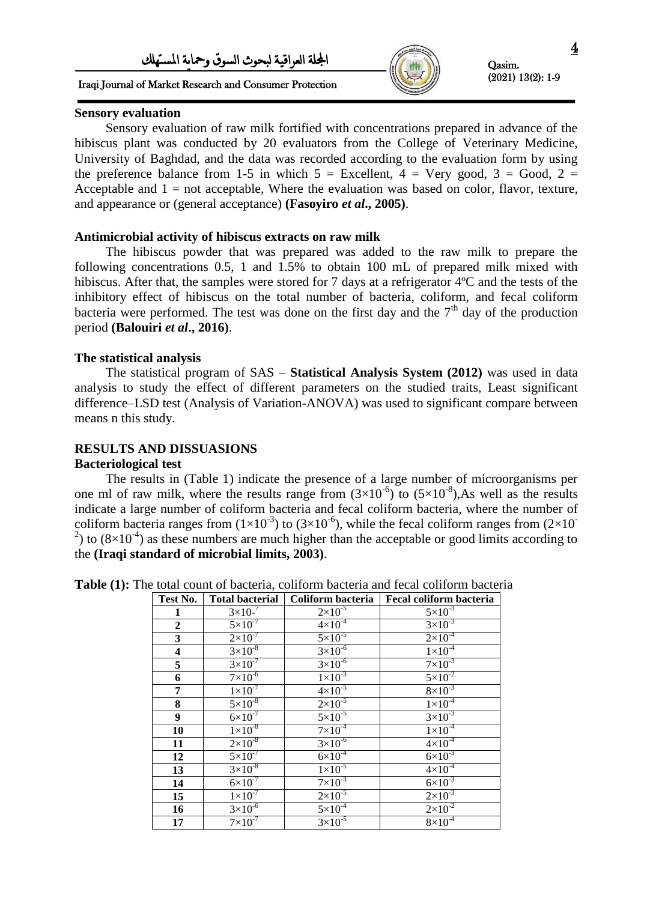### Sensory evaluation

Sensory evaluation of raw milk fortified with concentrations prepared in advance of the hibiscus plant was conducted by 20 evaluators from the College of Veterinary Medicine, University of Baghdad, and the data was recorded according to the evaluation form by using the preference balance from 1-5 in which 5 = Excellent, 4 = Very good, 3 = Good, 2 = Acceptable and 1 = not acceptable, Where the evaluation was based on color, flavor, texture, and appearance or (general acceptance) **(Fasoyiro *et al*., 2005)**.

### Antimicrobial activity of hibiscus extracts on raw milk

The hibiscus powder that was prepared was added to the raw milk to prepare the following concentrations 0.5, 1 and 1.5% to obtain 100 mL of prepared milk mixed with hibiscus. After that, the samples were stored for 7 days at a refrigerator 4ºC and the tests of the inhibitory effect of hibiscus on the total number of bacteria, coliform, and fecal coliform bacteria were performed. The test was done on the first day and the 7$^{th}$ day of the production period **(Balouiri *et al*., 2016)**.

### The statistical analysis

The statistical program of SAS – **Statistical Analysis System (2012)** was used in data analysis to study the effect of different parameters on the studied traits, Least significant difference–LSD test (Analysis of Variation-ANOVA) was used to significant compare between means n this study.

## RESULTS AND DISSUASIONS

### Bacteriological test

The results in (Table 1) indicate the presence of a large number of microorganisms per one ml of raw milk, where the results range from ($3\times10^{-6}$) to ($5\times10^{-8}$),As well as the results indicate a large number of coliform bacteria and fecal coliform bacteria, where the number of coliform bacteria ranges from ($1\times10^{-3}$) to ($3\times10^{-6}$), while the fecal coliform ranges from ($2\times10^{-2}$) to ($8\times10^{-4}$) as these numbers are much higher than the acceptable or good limits according to the **(Iraqi standard of microbial limits, 2003)**.

**Table (1):** The total count of bacteria, coliform bacteria and fecal coliform bacteria

| Test No. | Total bacterial | Coliform bacteria | Fecal coliform bacteria |
|---|---|---|---|
| 1 | $3\times10^{-7}$ | $2\times10^{-5}$ | $5\times10^{-3}$ |
| 2 | $5\times10^{-7}$ | $4\times10^{-4}$ | $3\times10^{-3}$ |
| 3 | $2\times10^{-7}$ | $5\times10^{-5}$ | $2\times10^{-4}$ |
| 4 | $3\times10^{-8}$ | $3\times10^{-6}$ | $1\times10^{-4}$ |
| 5 | $3\times10^{-7}$ | $3\times10^{-6}$ | $7\times10^{-3}$ |
| 6 | $7\times10^{-6}$ | $1\times10^{-3}$ | $5\times10^{-2}$ |
| 7 | $1\times10^{-7}$ | $4\times10^{-5}$ | $8\times10^{-3}$ |
| 8 | $5\times10^{-8}$ | $2\times10^{-5}$ | $1\times10^{-4}$ |
| 9 | $6\times10^{-7}$ | $5\times10^{-5}$ | $3\times10^{-3}$ |
| 10 | $1\times10^{-8}$ | $7\times10^{-4}$ | $1\times10^{-4}$ |
| 11 | $2\times10^{-8}$ | $3\times10^{-6}$ | $4\times10^{-4}$ |
| 12 | $5\times10^{-7}$ | $6\times10^{-4}$ | $6\times10^{-3}$ |
| 13 | $3\times10^{-8}$ | $1\times10^{-5}$ | $4\times10^{-4}$ |
| 14 | $6\times10^{-7}$ | $7\times10^{-3}$ | $6\times10^{-3}$ |
| 15 | $1\times10^{-7}$ | $2\times10^{-5}$ | $2\times10^{-3}$ |
| 16 | $3\times10^{-6}$ | $5\times10^{-4}$ | $2\times10^{-2}$ |
| 17 | $7\times10^{-7}$ | $3\times10^{-5}$ | $8\times10^{-4}$ |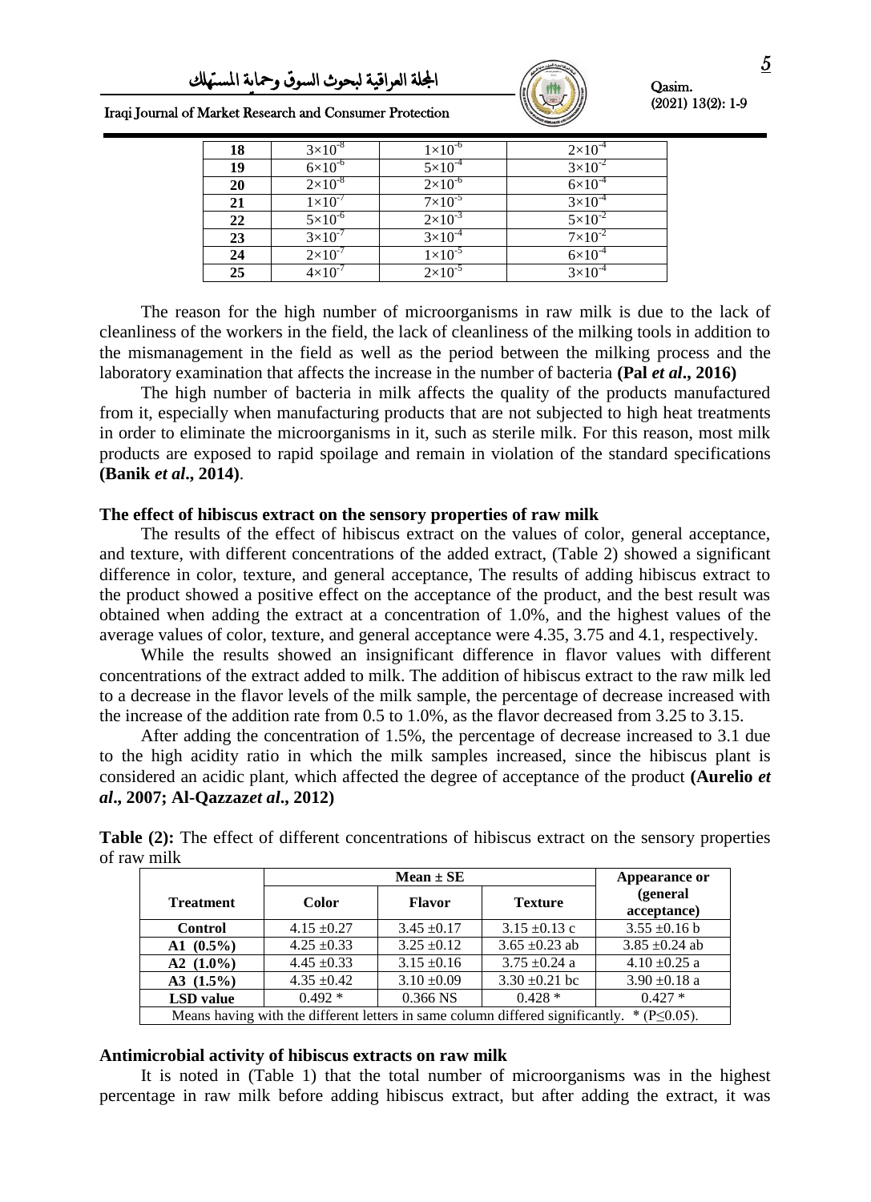| 18 | $3\times10^{-8}$ | $1\times10^{-6}$ | $2\times10^{-4}$ |
|---|---|---|---|
| 19 | $6\times10^{-6}$ | $5\times10^{-4}$ | $3\times10^{-2}$ |
| 20 | $2\times10^{-8}$ | $2\times10^{-6}$ | $6\times10^{-4}$ |
| 21 | $1\times10^{-7}$ | $7\times10^{-5}$ | $3\times10^{-4}$ |
| 22 | $5\times10^{-6}$ | $2\times10^{-3}$ | $5\times10^{-2}$ |
| 23 | $3\times10^{-7}$ | $3\times10^{-4}$ | $7\times10^{-2}$ |
| 24 | $2\times10^{-7}$ | $1\times10^{-5}$ | $6\times10^{-4}$ |
| 25 | $4\times10^{-7}$ | $2\times10^{-5}$ | $3\times10^{-4}$ |

The reason for the high number of microorganisms in raw milk is due to the lack of cleanliness of the workers in the field, the lack of cleanliness of the milking tools in addition to the mismanagement in the field as well as the period between the milking process and the laboratory examination that affects the increase in the number of bacteria **(Pal *et al*., 2016)**

The high number of bacteria in milk affects the quality of the products manufactured from it, especially when manufacturing products that are not subjected to high heat treatments in order to eliminate the microorganisms in it, such as sterile milk. For this reason, most milk products are exposed to rapid spoilage and remain in violation of the standard specifications **(Banik *et al*., 2014)**.

### The effect of hibiscus extract on the sensory properties of raw milk

The results of the effect of hibiscus extract on the values of color, general acceptance, and texture, with different concentrations of the added extract, (Table 2) showed a significant difference in color, texture, and general acceptance, The results of adding hibiscus extract to the product showed a positive effect on the acceptance of the product, and the best result was obtained when adding the extract at a concentration of 1.0%, and the highest values of the average values of color, texture, and general acceptance were 4.35, 3.75 and 4.1, respectively.

While the results showed an insignificant difference in flavor values with different concentrations of the extract added to milk. The addition of hibiscus extract to the raw milk led to a decrease in the flavor levels of the milk sample, the percentage of decrease increased with the increase of the addition rate from 0.5 to 1.0%, as the flavor decreased from 3.25 to 3.15.

After adding the concentration of 1.5%, the percentage of decrease increased to 3.1 due to the high acidity ratio in which the milk samples increased, since the hibiscus plant is considered an acidic plant, which affected the degree of acceptance of the product **(Aurelio *et al*., 2007; Al-Qazzaz*et al*., 2012)**

**Table (2):** The effect of different concentrations of hibiscus extract on the sensory properties of raw milk

| Treatment | Mean ± SE | | | Appearance or (general acceptance) |
|---|---|---|---|---|
| | Color | Flavor | Texture | |
| **Control** | 4.15 ±0.27 | 3.45 ±0.17 | 3.15 ±0.13 c | 3.55 ±0.16 b |
| **A1 (0.5%)** | 4.25 ±0.33 | 3.25 ±0.12 | 3.65 ±0.23 ab | 3.85 ±0.24 ab |
| **A2 (1.0%)** | 4.45 ±0.33 | 3.15 ±0.16 | 3.75 ±0.24 a | 4.10 ±0.25 a |
| **A3 (1.5%)** | 4.35 ±0.42 | 3.10 ±0.09 | 3.30 ±0.21 bc | 3.90 ±0.18 a |
| **LSD value** | 0.492 * | 0.366 NS | 0.428 * | 0.427 * |

Means having with the different letters in same column differed significantly. * ($P \leq 0.05$).

### Antimicrobial activity of hibiscus extracts on raw milk

It is noted in (Table 1) that the total number of microorganisms was in the highest percentage in raw milk before adding hibiscus extract, but after adding the extract, it was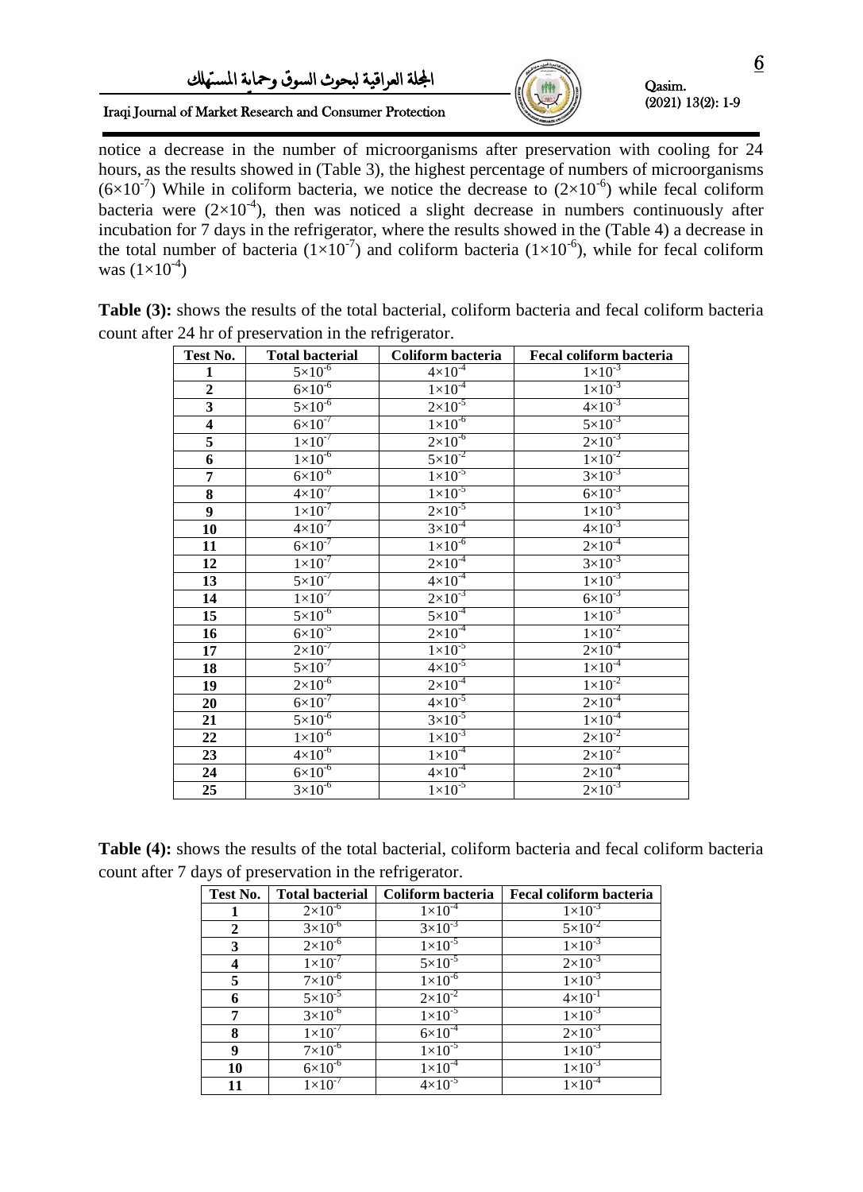notice a decrease in the number of microorganisms after preservation with cooling for 24 hours, as the results showed in (Table 3), the highest percentage of numbers of microorganisms ($6\times10^{-7}$) While in coliform bacteria, we notice the decrease to ($2\times10^{-6}$) while fecal coliform bacteria were ($2\times10^{-4}$), then was noticed a slight decrease in numbers continuously after incubation for 7 days in the refrigerator, where the results showed in the (Table 4) a decrease in the total number of bacteria ($1\times10^{-7}$) and coliform bacteria ($1\times10^{-6}$), while for fecal coliform was ($1\times10^{-4}$)

**Table (3):** shows the results of the total bacterial, coliform bacteria and fecal coliform bacteria count after 24 hr of preservation in the refrigerator.

| Test No. | Total bacterial | Coliform bacteria | Fecal coliform bacteria |
|---|---|---|---|
| 1 | $5\times10^{-6}$ | $4\times10^{-4}$ | $1\times10^{-3}$ |
| 2 | $6\times10^{-6}$ | $1\times10^{-4}$ | $1\times10^{-3}$ |
| 3 | $5\times10^{-6}$ | $2\times10^{-5}$ | $4\times10^{-3}$ |
| 4 | $6\times10^{-7}$ | $1\times10^{-6}$ | $5\times10^{-3}$ |
| 5 | $1\times10^{-7}$ | $2\times10^{-6}$ | $2\times10^{-3}$ |
| 6 | $1\times10^{-6}$ | $5\times10^{-2}$ | $1\times10^{-2}$ |
| 7 | $6\times10^{-6}$ | $1\times10^{-5}$ | $3\times10^{-3}$ |
| 8 | $4\times10^{-7}$ | $1\times10^{-5}$ | $6\times10^{-3}$ |
| 9 | $1\times10^{-7}$ | $2\times10^{-5}$ | $1\times10^{-3}$ |
| 10 | $4\times10^{-7}$ | $3\times10^{-4}$ | $4\times10^{-3}$ |
| 11 | $6\times10^{-7}$ | $1\times10^{-6}$ | $2\times10^{-4}$ |
| 12 | $1\times10^{-7}$ | $2\times10^{-4}$ | $3\times10^{-3}$ |
| 13 | $5\times10^{-7}$ | $4\times10^{-4}$ | $1\times10^{-3}$ |
| 14 | $1\times10^{-7}$ | $2\times10^{-3}$ | $6\times10^{-3}$ |
| 15 | $5\times10^{-6}$ | $5\times10^{-4}$ | $1\times10^{-3}$ |
| 16 | $6\times10^{-5}$ | $2\times10^{-4}$ | $1\times10^{-2}$ |
| 17 | $2\times10^{-7}$ | $1\times10^{-5}$ | $2\times10^{-4}$ |
| 18 | $5\times10^{-7}$ | $4\times10^{-5}$ | $1\times10^{-4}$ |
| 19 | $2\times10^{-6}$ | $2\times10^{-4}$ | $1\times10^{-2}$ |
| 20 | $6\times10^{-7}$ | $4\times10^{-5}$ | $2\times10^{-4}$ |
| 21 | $5\times10^{-6}$ | $3\times10^{-5}$ | $1\times10^{-4}$ |
| 22 | $1\times10^{-6}$ | $1\times10^{-3}$ | $2\times10^{-2}$ |
| 23 | $4\times10^{-6}$ | $1\times10^{-4}$ | $2\times10^{-2}$ |
| 24 | $6\times10^{-6}$ | $4\times10^{-4}$ | $2\times10^{-4}$ |
| 25 | $3\times10^{-6}$ | $1\times10^{-5}$ | $2\times10^{-3}$ |

**Table (4):** shows the results of the total bacterial, coliform bacteria and fecal coliform bacteria count after 7 days of preservation in the refrigerator.

| Test No. | Total bacterial | Coliform bacteria | Fecal coliform bacteria |
|---|---|---|---|
| 1 | $2\times10^{-6}$ | $1\times10^{-4}$ | $1\times10^{-3}$ |
| 2 | $3\times10^{-6}$ | $3\times10^{-3}$ | $5\times10^{-2}$ |
| 3 | $2\times10^{-6}$ | $1\times10^{-5}$ | $1\times10^{-3}$ |
| 4 | $1\times10^{-7}$ | $5\times10^{-5}$ | $2\times10^{-3}$ |
| 5 | $7\times10^{-6}$ | $1\times10^{-6}$ | $1\times10^{-3}$ |
| 6 | $5\times10^{-5}$ | $2\times10^{-2}$ | $4\times10^{-1}$ |
| 7 | $3\times10^{-6}$ | $1\times10^{-5}$ | $1\times10^{-3}$ |
| 8 | $1\times10^{-7}$ | $6\times10^{-4}$ | $2\times10^{-3}$ |
| 9 | $7\times10^{-6}$ | $1\times10^{-5}$ | $1\times10^{-3}$ |
| 10 | $6\times10^{-6}$ | $1\times10^{-4}$ | $1\times10^{-3}$ |
| 11 | $1\times10^{-7}$ | $4\times10^{-5}$ | $1\times10^{-4}$ |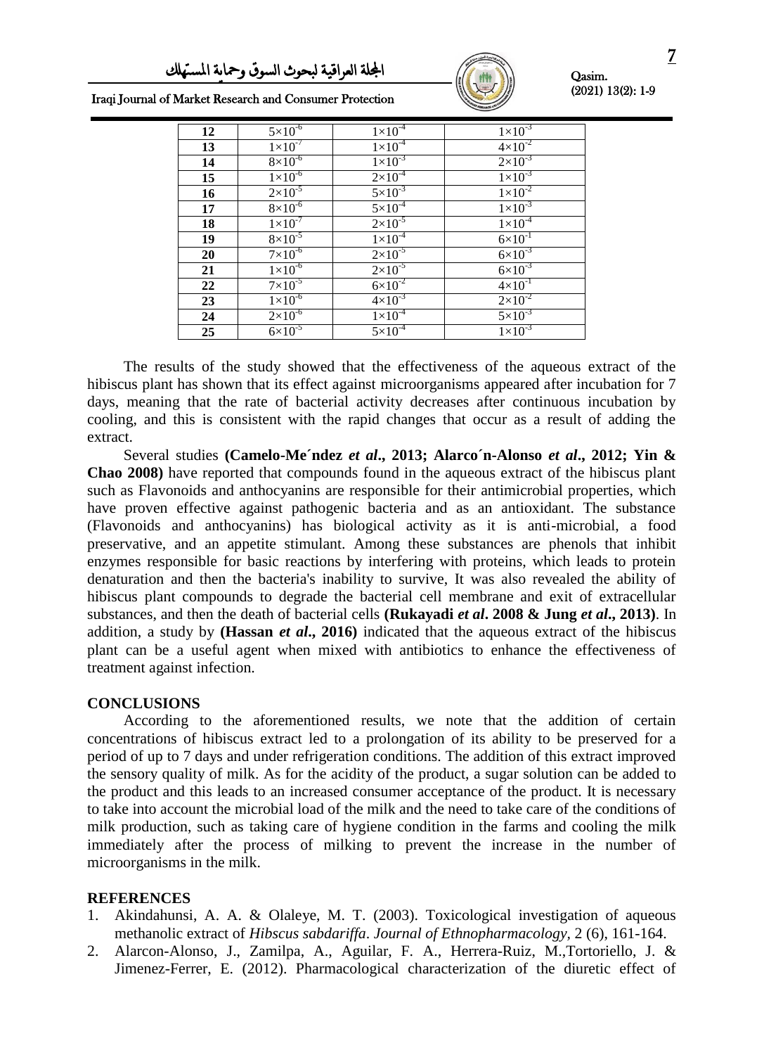| 12 | $5\times10^{-6}$ | $1\times10^{-4}$ | $1\times10^{-3}$ |
|---|---|---|---|
| 13 | $1\times10^{-7}$ | $1\times10^{-4}$ | $4\times10^{-2}$ |
| 14 | $8\times10^{-6}$ | $1\times10^{-3}$ | $2\times10^{-3}$ |
| 15 | $1\times10^{-6}$ | $2\times10^{-4}$ | $1\times10^{-3}$ |
| 16 | $2\times10^{-5}$ | $5\times10^{-3}$ | $1\times10^{-2}$ |
| 17 | $8\times10^{-6}$ | $5\times10^{-4}$ | $1\times10^{-3}$ |
| 18 | $1\times10^{-7}$ | $2\times10^{-5}$ | $1\times10^{-4}$ |
| 19 | $8\times10^{-5}$ | $1\times10^{-4}$ | $6\times10^{-1}$ |
| 20 | $7\times10^{-6}$ | $2\times10^{-5}$ | $6\times10^{-3}$ |
| 21 | $1\times10^{-6}$ | $2\times10^{-5}$ | $6\times10^{-3}$ |
| 22 | $7\times10^{-5}$ | $6\times10^{-2}$ | $4\times10^{-1}$ |
| 23 | $1\times10^{-6}$ | $4\times10^{-3}$ | $2\times10^{-2}$ |
| 24 | $2\times10^{-6}$ | $1\times10^{-4}$ | $5\times10^{-3}$ |
| 25 | $6\times10^{-5}$ | $5\times10^{-4}$ | $1\times10^{-3}$ |

The results of the study showed that the effectiveness of the aqueous extract of the hibiscus plant has shown that its effect against microorganisms appeared after incubation for 7 days, meaning that the rate of bacterial activity decreases after continuous incubation by cooling, and this is consistent with the rapid changes that occur as a result of adding the extract.

Several studies **(Camelo-Me´ndez *et al*., 2013; Alarco´n-Alonso *et al*., 2012; Yin & Chao 2008)** have reported that compounds found in the aqueous extract of the hibiscus plant such as Flavonoids and anthocyanins are responsible for their antimicrobial properties, which have proven effective against pathogenic bacteria and as an antioxidant. The substance (Flavonoids and anthocyanins) has biological activity as it is anti-microbial, a food preservative, and an appetite stimulant. Among these substances are phenols that inhibit enzymes responsible for basic reactions by interfering with proteins, which leads to protein denaturation and then the bacteria's inability to survive, It was also revealed the ability of hibiscus plant compounds to degrade the bacterial cell membrane and exit of extracellular substances, and then the death of bacterial cells **(Rukayadi *et al*. 2008 & Jung *et al*., 2013)**. In addition, a study by **(Hassan *et al*., 2016)** indicated that the aqueous extract of the hibiscus plant can be a useful agent when mixed with antibiotics to enhance the effectiveness of treatment against infection.

## CONCLUSIONS

According to the aforementioned results, we note that the addition of certain concentrations of hibiscus extract led to a prolongation of its ability to be preserved for a period of up to 7 days and under refrigeration conditions. The addition of this extract improved the sensory quality of milk. As for the acidity of the product, a sugar solution can be added to the product and this leads to an increased consumer acceptance of the product. It is necessary to take into account the microbial load of the milk and the need to take care of the conditions of milk production, such as taking care of hygiene condition in the farms and cooling the milk immediately after the process of milking to prevent the increase in the number of microorganisms in the milk.

## REFERENCES

1. Akindahunsi, A. A. & Olaleye, M. T. (2003). Toxicological investigation of aqueous methanolic extract of *Hibscus sabdariffa*. *Journal of Ethnopharmacology*, 2 (6), 161-164.
2. Alarcon-Alonso, J., Zamilpa, A., Aguilar, F. A., Herrera-Ruiz, M.,Tortoriello, J. & Jimenez-Ferrer, E. (2012). Pharmacological characterization of the diuretic effect of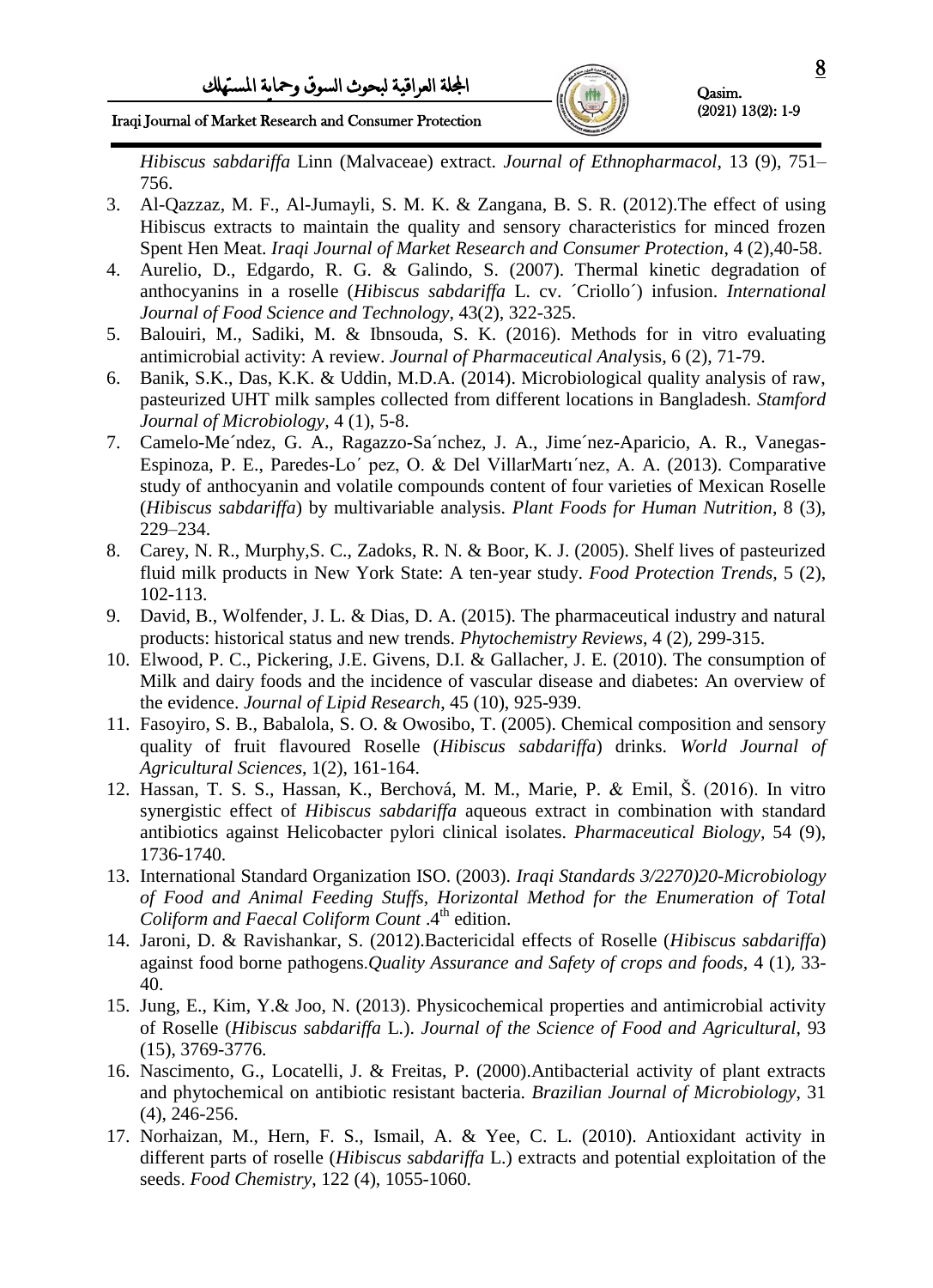*Hibiscus sabdariffa* Linn (Malvaceae) extract. *Journal of Ethnopharmacol*, 13 (9), 751–756.

3. Al-Qazzaz, M. F., Al-Jumayli, S. M. K. & Zangana, B. S. R. (2012).The effect of using Hibiscus extracts to maintain the quality and sensory characteristics for minced frozen Spent Hen Meat. *Iraqi Journal of Market Research and Consumer Protection*, 4 (2),40-58.
4. Aurelio, D., Edgardo, R. G. & Galindo, S. (2007). Thermal kinetic degradation of anthocyanins in a roselle (*Hibiscus sabdariffa* L. cv. ´Criollo´) infusion. *International Journal of Food Science and Technology*, 43(2), 322-325.
5. Balouiri, M., Sadiki, M. & Ibnsouda, S. K. (2016). Methods for in vitro evaluating antimicrobial activity: A review. *Journal of Pharmaceutical Analysis*, 6 (2), 71-79.
6. Banik, S.K., Das, K.K. & Uddin, M.D.A. (2014). Microbiological quality analysis of raw, pasteurized UHT milk samples collected from different locations in Bangladesh. *Stamford Journal of Microbiology,* 4 (1), 5-8.
7. Camelo-Me´ndez, G. A., Ragazzo-Sa´nchez, J. A., Jime´nez-Aparicio, A. R., Vanegas-Espinoza, P. E., Paredes-Lo´ pez, O. & Del VillarMartı´nez, A. A. (2013). Comparative study of anthocyanin and volatile compounds content of four varieties of Mexican Roselle (*Hibiscus sabdariffa*) by multivariable analysis. *Plant Foods for Human Nutrition*, 8 (3), 229–234.
8. Carey, N. R., Murphy,S. C., Zadoks, R. N. & Boor, K. J. (2005). Shelf lives of pasteurized fluid milk products in New York State: A ten-year study. *Food Protection Trends,* 5 (2), 102-113.
9. David, B., Wolfender, J. L. & Dias, D. A. (2015). The pharmaceutical industry and natural products: historical status and new trends. *Phytochemistry Reviews*, 4 (2)*,* 299-315.
10. Elwood, P. C., Pickering, J.E. Givens, D.I. & Gallacher, J. E. (2010). The consumption of Milk and dairy foods and the incidence of vascular disease and diabetes: An overview of the evidence. *Journal of Lipid Research*, 45 (10), 925-939.
11. Fasoyiro, S. B., Babalola, S. O. & Owosibo, T. (2005). Chemical composition and sensory quality of fruit flavoured Roselle (*Hibiscus sabdariffa*) drinks. *World Journal of Agricultural Sciences*, 1(2), 161-164.
12. Hassan, T. S. S., Hassan, K., Berchová, M. M., Marie, P. & Emil, Š. (2016). In vitro synergistic effect of *Hibiscus sabdariffa* aqueous extract in combination with standard antibiotics against Helicobacter pylori clinical isolates. *Pharmaceutical Biology,* 54 (9), 1736-1740.
13. International Standard Organization ISO. (2003). *Iraqi Standards 3/2270)20-Microbiology of Food and Animal Feeding Stuffs, Horizontal Method for the Enumeration of Total Coliform and Faecal Coliform Count* .4th edition.
14. Jaroni, D. & Ravishankar, S. (2012).Bactericidal effects of Roselle (*Hibiscus sabdariffa*) against food borne pathogens.*Quality Assurance and Safety of crops and foods,* 4 (1)*,* 33-40.
15. Jung, E., Kim, Y.& Joo, N. (2013). Physicochemical properties and antimicrobial activity of Roselle (*Hibiscus sabdariffa* L.). *Journal of the Science of Food and Agricultural*, 93 (15), 3769-3776.
16. Nascimento, G., Locatelli, J. & Freitas, P. (2000).Antibacterial activity of plant extracts and phytochemical on antibiotic resistant bacteria. *Brazilian Journal of Microbiology*, 31 (4), 246-256.
17. Norhaizan, M., Hern, F. S., Ismail, A. & Yee, C. L. (2010). Antioxidant activity in different parts of roselle (*Hibiscus sabdariffa* L.) extracts and potential exploitation of the seeds. *Food Chemistry*, 122 (4), 1055-1060.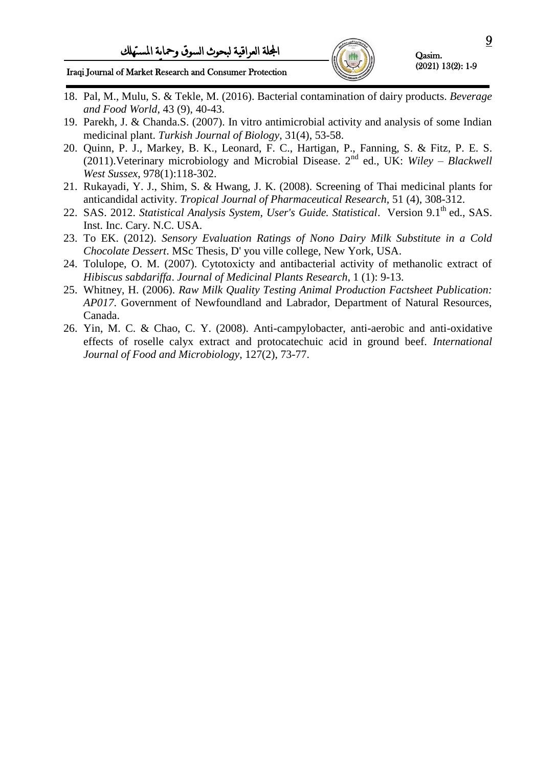18. Pal, M., Mulu, S. & Tekle, M. (2016). Bacterial contamination of dairy products. *Beverage and Food World*, 43 (9), 40-43.
19. Parekh, J. & Chanda.S. (2007). In vitro antimicrobial activity and analysis of some Indian medicinal plant. *Turkish Journal of Biology*, 31(4), 53-58.
20. Quinn, P. J., Markey, B. K., Leonard, F. C., Hartigan, P., Fanning, S. & Fitz, P. E. S. (2011).Veterinary microbiology and Microbial Disease. 2nd ed., UK: *Wiley – Blackwell West Sussex*, 978(1):118-302.
21. Rukayadi, Y. J., Shim, S. & Hwang, J. K. (2008). Screening of Thai medicinal plants for anticandidal activity. *Tropical Journal of Pharmaceutical Research*, 51 (4), 308-312.
22. SAS. 2012. *Statistical Analysis System, User's Guide. Statistical*. Version 9.1th ed., SAS. Inst. Inc. Cary. N.C. USA.
23. To EK. (2012). *Sensory Evaluation Ratings of Nono Dairy Milk Substitute in a Cold Chocolate Dessert*. MSc Thesis, D' you ville college, New York, USA.
24. Tolulope, O. M. (2007). Cytotoxicty and antibacterial activity of methanolic extract of *Hibiscus sabdariffa*. *Journal of Medicinal Plants Research*, 1 (1): 9-13.
25. Whitney, H. (2006). *Raw Milk Quality Testing Animal Production Factsheet Publication: AP017*. Government of Newfoundland and Labrador, Department of Natural Resources, Canada.
26. Yin, M. C. & Chao, C. Y. (2008). Anti-campylobacter, anti-aerobic and anti-oxidative effects of roselle calyx extract and protocatechuic acid in ground beef. *International Journal of Food and Microbiology*, 127(2), 73-77.